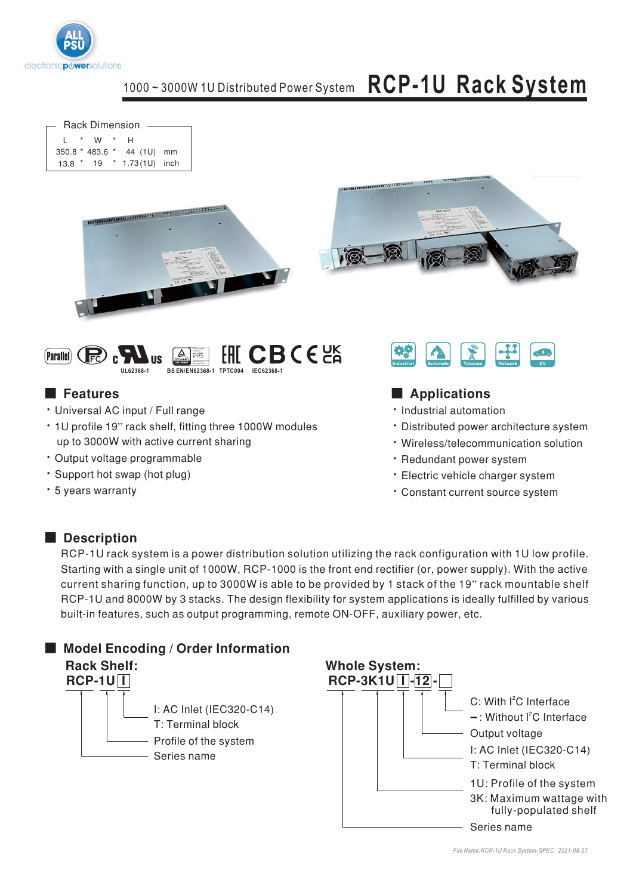1000 ~ 3000W 1U Distributed Power System **RCP-1U Rack System**

| Rack Dimension | | | |
|---|---|---|---|
| L * | W * | H | |
| 350.8 * | 483.6 * | 44 (1U) | mm |
| 13.8 * | 19 * | 1.73(1U) | inch |

UL62368-1 BS EN/EN62368-1 TPTC004 IEC62368-1

Industrial Automate Telecom Network EV

## Features

- Universal AC input / Full range
- 1U profile 19" rack shelf, fitting three 1000W modules up to 3000W with active current sharing
- Output voltage programmable
- Support hot swap (hot plug)
- 5 years warranty

## Applications

- Industrial automation
- Distributed power architecture system
- Wireless/telecommunication solution
- Redundant power system
- Electric vehicle charger system
- Constant current source system

## Description

RCP-1U rack system is a power distribution solution utilizing the rack configuration with 1U low profile. Starting with a single unit of 1000W, RCP-1000 is the front end rectifier (or, power supply). With the active current sharing function, up to 3000W is able to be provided by 1 stack of the 19" rack mountable shelf RCP-1U and 8000W by 3 stacks. The design flexibility for system applications is ideally fulfilled by various built-in features, such as output programming, remote ON-OFF, auxiliary power, etc.

## Model Encoding / Order Information

**Rack Shelf:**

**RCP-1U I**

- I: AC Inlet (IEC320-C14)
  T: Terminal block
- Profile of the system
- Series name

**Whole System:**

**RCP-3K1U I-12-**

- C: With $I^2C$ Interface
  –: Without $I^2C$ Interface
- Output voltage
- I: AC Inlet (IEC320-C14)
  T: Terminal block
- 1U: Profile of the system
  3K: Maximum wattage with fully-populated shelf
- Series name

*File Name:RCP-1U Rack System-SPEC 2021-08-27*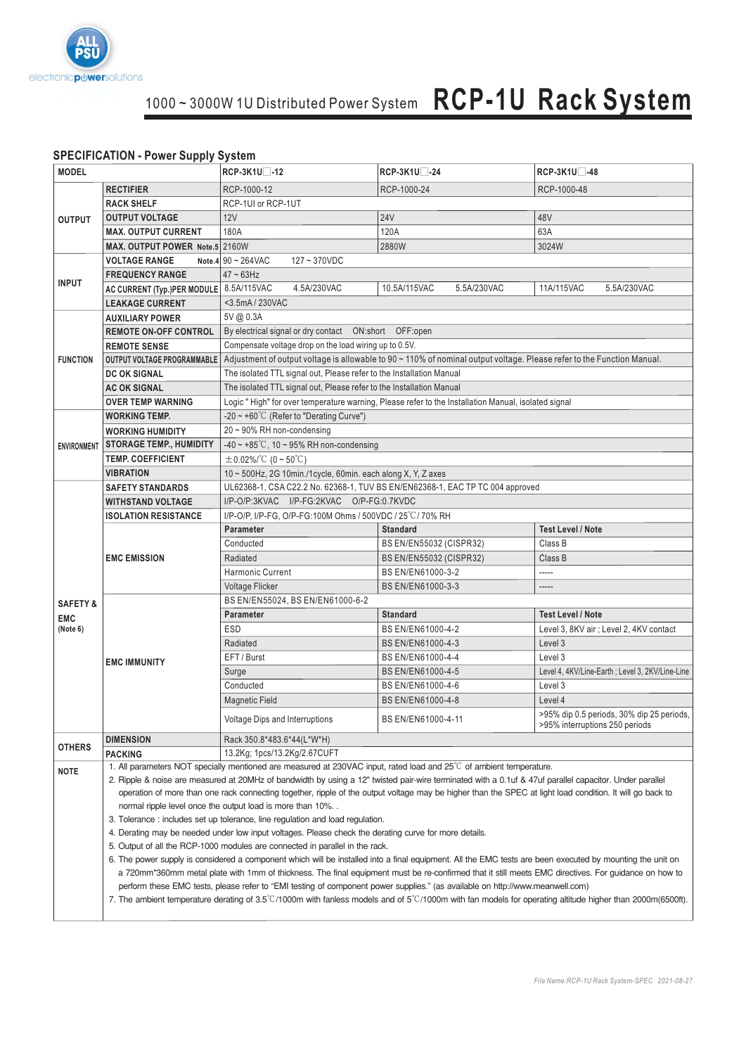# 1000 ~ 3000W 1U Distributed Power System **RCP-1U Rack System**

## SPECIFICATION - Power Supply System

| MODEL | | RCP-3K1U□-12 | | RCP-3K1U□-24 | | RCP-3K1U□-48 | |
|---|---|---|---|---|---|---|---|
| OUTPUT | RECTIFIER | RCP-1000-12 | | RCP-1000-24 | | RCP-1000-48 | |
| | RACK SHELF | RCP-1UI or RCP-1UT | | | | | |
| | OUTPUT VOLTAGE | 12V | | 24V | | 48V | |
| | MAX. OUTPUT CURRENT | 180A | | 120A | | 63A | |
| | MAX. OUTPUT POWER Note.5 | 2160W | | 2880W | | 3024W | |
| INPUT | VOLTAGE RANGE Note.4 | 90 ~ 264VAC 127 ~ 370VDC | | | | | |
| | FREQUENCY RANGE | 47 ~ 63Hz | | | | | |
| | AC CURRENT (Typ.)PER MODULE | 8.5A/115VAC | 4.5A/230VAC | 10.5A/115VAC | 5.5A/230VAC | 11A/115VAC | 5.5A/230VAC |
| | LEAKAGE CURRENT | <3.5mA / 230VAC | | | | | |
| FUNCTION | AUXILIARY POWER | 5V @ 0.3A | | | | | |
| | REMOTE ON-OFF CONTROL | By electrical signal or dry contact ON:short OFF:open | | | | | |
| | REMOTE SENSE | Compensate voltage drop on the load wiring up to 0.5V. | | | | | |
| | OUTPUT VOLTAGE PROGRAMMABLE | Adjustment of output voltage is allowable to 90 ~ 110% of nominal output voltage. Please refer to the Function Manual. | | | | | |
| | DC OK SIGNAL | The isolated TTL signal out, Please refer to the Installation Manual | | | | | |
| | AC OK SIGNAL | The isolated TTL signal out, Please refer to the Installation Manual | | | | | |
| | OVER TEMP WARNING | Logic " High" for over temperature warning, Please refer to the Installation Manual, isolated signal | | | | | |
| ENVIRONMENT | WORKING TEMP. | -20 ~ +60℃ (Refer to "Derating Curve") | | | | | |
| | WORKING HUMIDITY | 20 ~ 90% RH non-condensing | | | | | |
| | STORAGE TEMP., HUMIDITY | -40 ~ +85℃, 10 ~ 95% RH non-condensing | | | | | |
| | TEMP. COEFFICIENT | ±0.02%/℃ (0 ~ 50℃) | | | | | |
| | VIBRATION | 10 ~ 500Hz, 2G 10min./1cycle, 60min. each along X, Y, Z axes | | | | | |
| SAFETY & EMC (Note 6) | SAFETY STANDARDS | UL62368-1, CSA C22.2 No. 62368-1, TUV BS EN/EN62368-1, EAC TP TC 004 approved | | | | | |
| | WITHSTAND VOLTAGE | I/P-O/P:3KVAC I/P-FG:2KVAC O/P-FG:0.7KVDC | | | | | |
| | ISOLATION RESISTANCE | I/P-O/P, I/P-FG, O/P-FG:100M Ohms / 500VDC / 25℃/ 70% RH | | | | | |
| | EMC EMISSION | **Parameter** | | **Standard** | | **Test Level / Note** | |
| | | Conducted | | BS EN/EN55032 (CISPR32) | | Class B | |
| | | Radiated | | BS EN/EN55032 (CISPR32) | | Class B | |
| | | Harmonic Current | | BS EN/EN61000-3-2 | | ----- | |
| | | Voltage Flicker | | BS EN/EN61000-3-3 | | ----- | |
| | EMC IMMUNITY | BS EN/EN55024, BS EN/EN61000-6-2 | | | | | |
| | | **Parameter** | | **Standard** | | **Test Level / Note** | |
| | | ESD | | BS EN/EN61000-4-2 | | Level 3, 8KV air ; Level 2, 4KV contact | |
| | | Radiated | | BS EN/EN61000-4-3 | | Level 3 | |
| | | EFT / Burst | | BS EN/EN61000-4-4 | | Level 3 | |
| | | Surge | | BS EN/EN61000-4-5 | | Level 4, 4KV/Line-Earth ; Level 3, 2KV/Line-Line | |
| | | Conducted | | BS EN/EN61000-4-6 | | Level 3 | |
| | | Magnetic Field | | BS EN/EN61000-4-8 | | Level 4 | |
| | | Voltage Dips and Interruptions | | BS EN/EN61000-4-11 | | >95% dip 0.5 periods, 30% dip 25 periods, >95% interruptions 250 periods | |
| OTHERS | DIMENSION | Rack 350.8*483.6*44(L*W*H) | | | | | |
| | PACKING | 13.2Kg; 1pcs/13.2Kg/2.67CUFT | | | | | |

**NOTE**

1. All parameters NOT specially mentioned are measured at 230VAC input, rated load and 25℃ of ambient temperature.
2. Ripple & noise are measured at 20MHz of bandwidth by using a 12" twisted pair-wire terminated with a 0.1uf & 47uf parallel capacitor. Under parallel operation of more than one rack connecting together, ripple of the output voltage may be higher than the SPEC at light load condition. It will go back to normal ripple level once the output load is more than 10%. .
3. Tolerance : includes set up tolerance, line regulation and load regulation.
4. Derating may be needed under low input voltages. Please check the derating curve for more details.
5. Output of all the RCP-1000 modules are connected in parallel in the rack.
6. The power supply is considered a component which will be installed into a final equipment. All the EMC tests are been executed by mounting the unit on a 720mm*360mm metal plate with 1mm of thickness. The final equipment must be re-confirmed that it still meets EMC directives. For guidance on how to perform these EMC tests, please refer to "EMI testing of component power supplies." (as available on http://www.meanwell.com)
7. The ambient temperature derating of 3.5℃/1000m with fanless models and of 5℃/1000m with fan models for operating altitude higher than 2000m(6500ft).

*File Name:RCP-1U Rack System-SPEC 2021-08-27*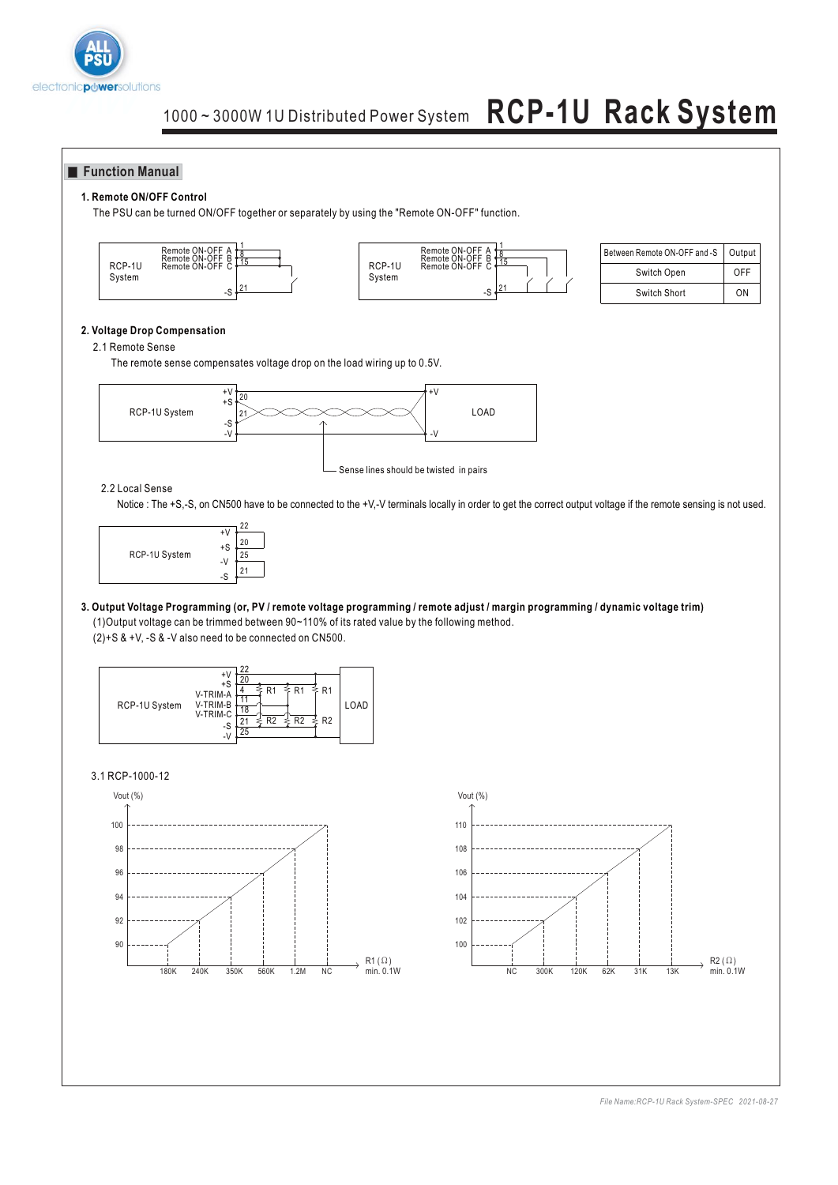## Function Manual

### 1. Remote ON/OFF Control

The PSU can be turned ON/OFF together or separately by using the "Remote ON-OFF" function.

| Between Remote ON-OFF and -S | Output |
|---|---|
| Switch Open | OFF |
| Switch Short | ON |

### 2. Voltage Drop Compensation

2.1 Remote Sense

The remote sense compensates voltage drop on the load wiring up to 0.5V.

Sense lines should be twisted in pairs

2.2 Local Sense

Notice : The +S,-S, on CN500 have to be connected to the +V,-V terminals locally in order to get the correct output voltage if the remote sensing is not used.

### 3. Output Voltage Programming (or, PV / remote voltage programming / remote adjust / margin programming / dynamic voltage trim)

(1)Output voltage can be trimmed between 90~110% of its rated value by the following method.

(2)+S & +V, -S & -V also need to be connected on CN500.

3.1 RCP-1000-12

| R1 (Ω) (min. 0.1W) | 180K | 240K | 350K | 560K | 1.2M | NC |
|---|---|---|---|---|---|---|
| Vout (%) | 90 | 92 | 94 | 96 | 98 | 100 |

| R2 (Ω) (min. 0.1W) | NC | 300K | 120K | 62K | 31K | 13K |
|---|---|---|---|---|---|---|
| Vout (%) | 100 | 102 | 104 | 106 | 108 | 110 |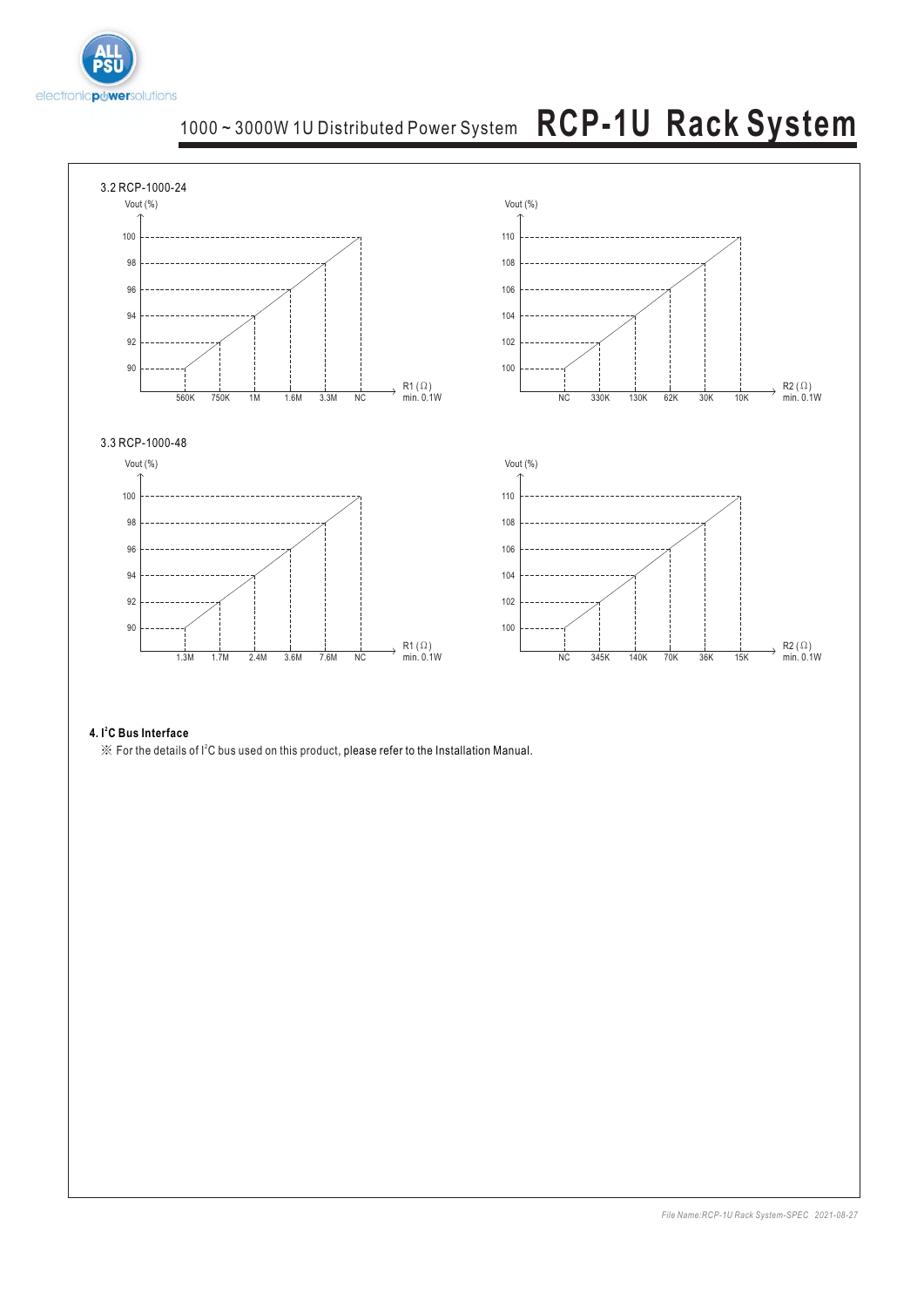### 3.2 RCP-1000-24

| R1 (Ω) min. 0.1W | 560K | 750K | 1M | 1.6M | 3.3M | NC |
|---|---|---|---|---|---|---|
| Vout (%) | 90 | 92 | 94 | 96 | 98 | 100 |

| R2 (Ω) min. 0.1W | NC | 330K | 130K | 62K | 30K | 10K |
|---|---|---|---|---|---|---|
| Vout (%) | 100 | 102 | 104 | 106 | 108 | 110 |

### 3.3 RCP-1000-48

| R1 (Ω) min. 0.1W | 1.3M | 1.7M | 2.4M | 3.6M | 7.6M | NC |
|---|---|---|---|---|---|---|
| Vout (%) | 90 | 92 | 94 | 96 | 98 | 100 |

| R2 (Ω) min. 0.1W | NC | 345K | 140K | 70K | 36K | 15K |
|---|---|---|---|---|---|---|
| Vout (%) | 100 | 102 | 104 | 106 | 108 | 110 |

## 4. I²C Bus Interface

※ For the details of I²C bus used on this product, please refer to the Installation Manual.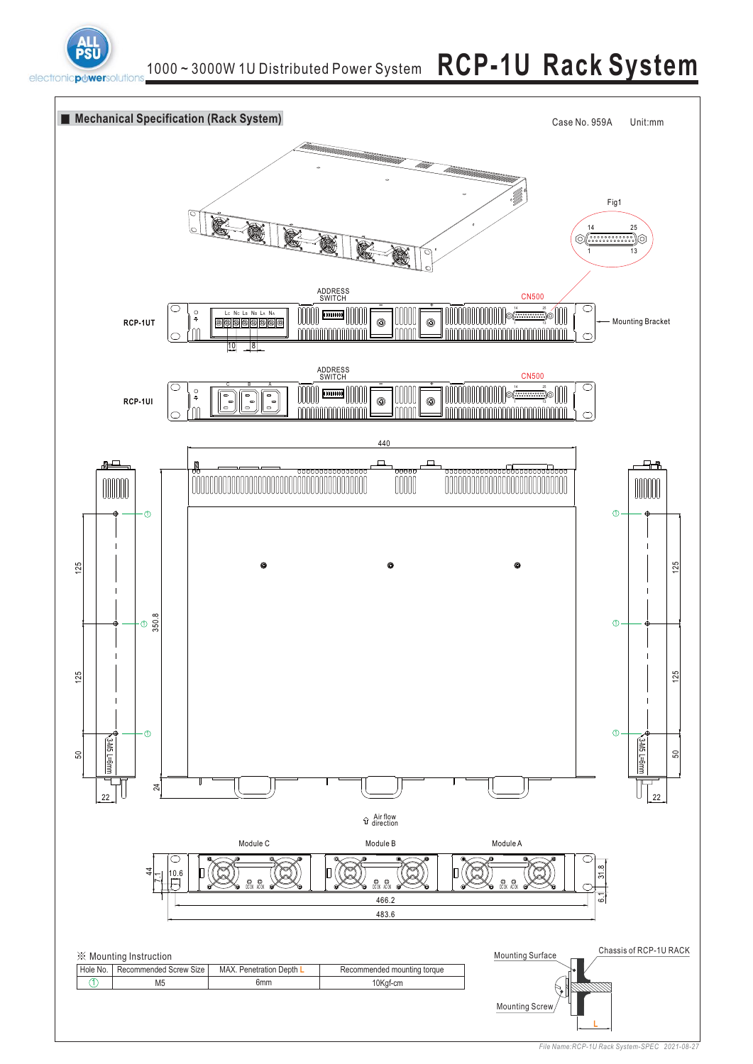## Mechanical Specification (Rack System)

Case No. 959A Unit:mm

Fig1

14 25

1 13

ADDRESS SWITCH

CN500

RCP-1UT

Mounting Bracket

RCP-1UI

440

125

125

50

350.8

24

22

3-M5 L=6mm

Air flow direction

Module C

Module B

Module A

44

7.1

10.6

31.8

6.1

466.2

483.6

※ Mounting Instruction

| Hole No. | Recommended Screw Size | MAX. Penetration Depth L | Recommended mounting torque |
|---|---|---|---|
| ① | M5 | 6mm | 10Kgf-cm |

Mounting Surface

Chassis of RCP-1U RACK

Mounting Screw

L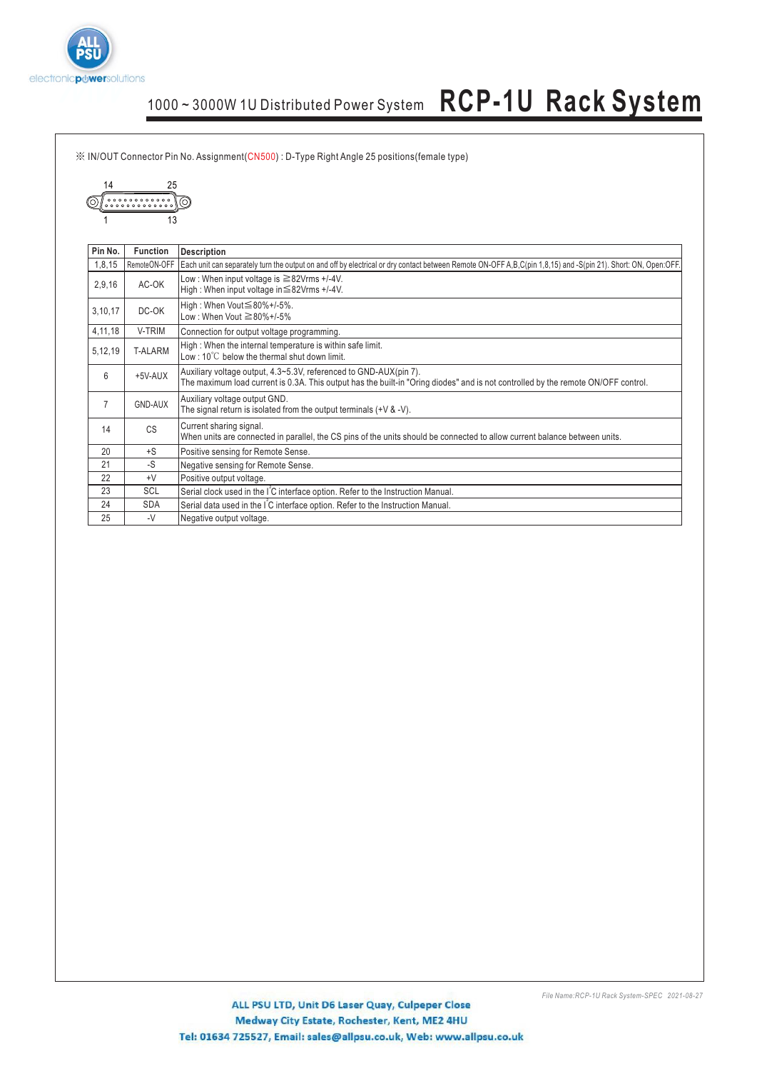# 1000 ~ 3000W 1U Distributed Power System RCP-1U Rack System

※ IN/OUT Connector Pin No. Assignment(CN500) : D-Type Right Angle 25 positions(female type)

14 25

1 13

| Pin No. | Function | Description |
|---|---|---|
| 1,8,15 | RemoteON-OFF | Each unit can separately turn the output on and off by electrical or dry contact between Remote ON-OFF A,B,C(pin 1,8,15) and -S(pin 21). Short: ON, Open:OFF. |
| 2,9,16 | AC-OK | Low : When input voltage is ≧82Vrms +/-4V.<br>High : When input voltage in≦82Vrms +/-4V. |
| 3,10,17 | DC-OK | High : When Vout≦80%+/-5%.<br>Low : When Vout ≧80%+/-5% |
| 4,11,18 | V-TRIM | Connection for output voltage programming. |
| 5,12,19 | T-ALARM | High : When the internal temperature is within safe limit.<br>Low : 10℃ below the thermal shut down limit. |
| 6 | +5V-AUX | Auxiliary voltage output, 4.3~5.3V, referenced to GND-AUX(pin 7).<br>The maximum load current is 0.3A. This output has the built-in "Oring diodes" and is not controlled by the remote ON/OFF control. |
| 7 | GND-AUX | Auxiliary voltage output GND.<br>The signal return is isolated from the output terminals (+V & -V). |
| 14 | CS | Current sharing signal.<br>When units are connected in parallel, the CS pins of the units should be connected to allow current balance between units. |
| 20 | +S | Positive sensing for Remote Sense. |
| 21 | -S | Negative sensing for Remote Sense. |
| 22 | +V | Positive output voltage. |
| 23 | SCL | Serial clock used in the I²C interface option. Refer to the Instruction Manual. |
| 24 | SDA | Serial data used in the I²C interface option. Refer to the Instruction Manual. |
| 25 | -V | Negative output voltage. |